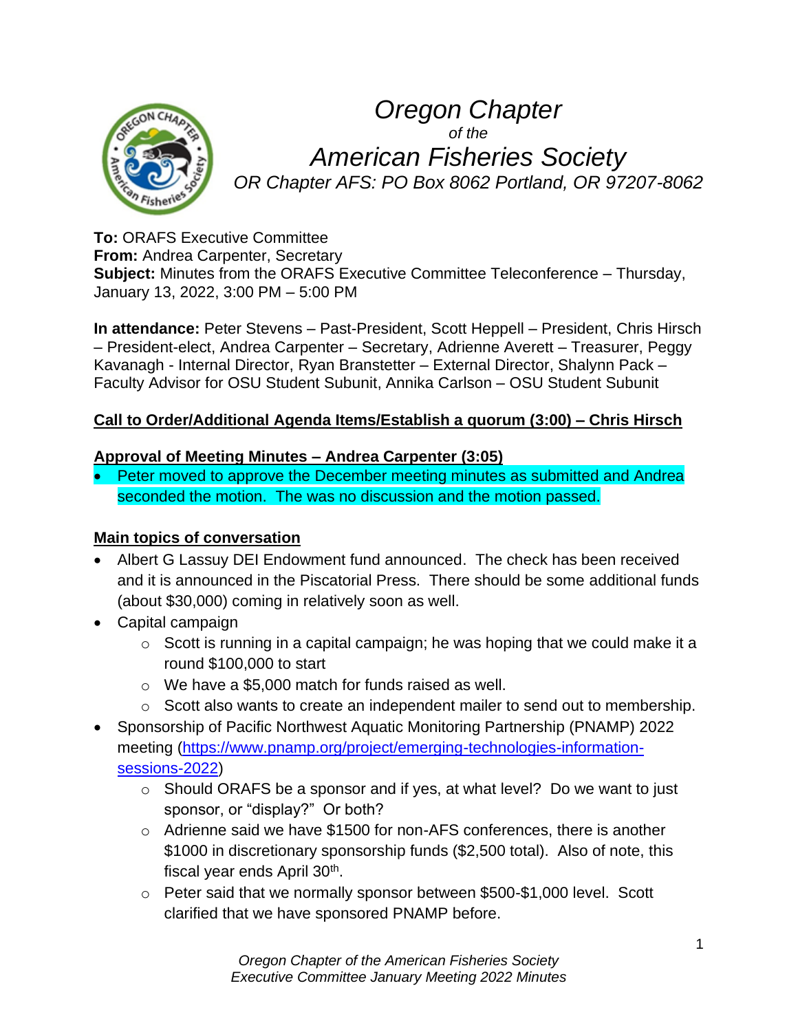# *Oregon Chapter*

*of the*

# *American Fisheries Society*

*OR Chapter AFS: PO Box 8062 Portland, OR 97207-8062*

**To:** ORAFS Executive Committee
**From:** Andrea Carpenter, Secretary
**Subject:** Minutes from the ORAFS Executive Committee Teleconference – Thursday, January 13, 2022, 3:00 PM – 5:00 PM

**In attendance:** Peter Stevens – Past-President, Scott Heppell – President, Chris Hirsch – President-elect, Andrea Carpenter – Secretary, Adrienne Averett – Treasurer, Peggy Kavanagh - Internal Director, Ryan Branstetter – External Director, Shalynn Pack – Faculty Advisor for OSU Student Subunit, Annika Carlson – OSU Student Subunit

**Call to Order/Additional Agenda Items/Establish a quorum (3:00) – Chris Hirsch**

**Approval of Meeting Minutes – Andrea Carpenter (3:05)**

- Peter moved to approve the December meeting minutes as submitted and Andrea seconded the motion. The was no discussion and the motion passed.

**Main topics of conversation**

- Albert G Lassuy DEI Endowment fund announced. The check has been received and it is announced in the Piscatorial Press. There should be some additional funds (about $30,000) coming in relatively soon as well.
- Capital campaign
  - Scott is running in a capital campaign; he was hoping that we could make it a round $100,000 to start
  - We have a $5,000 match for funds raised as well.
  - Scott also wants to create an independent mailer to send out to membership.
- Sponsorship of Pacific Northwest Aquatic Monitoring Partnership (PNAMP) 2022 meeting (https://www.pnamp.org/project/emerging-technologies-information-sessions-2022)
  - Should ORAFS be a sponsor and if yes, at what level? Do we want to just sponsor, or "display?" Or both?
  - Adrienne said we have $1500 for non-AFS conferences, there is another $1000 in discretionary sponsorship funds ($2,500 total). Also of note, this fiscal year ends April 30th.
  - Peter said that we normally sponsor between $500-$1,000 level. Scott clarified that we have sponsored PNAMP before.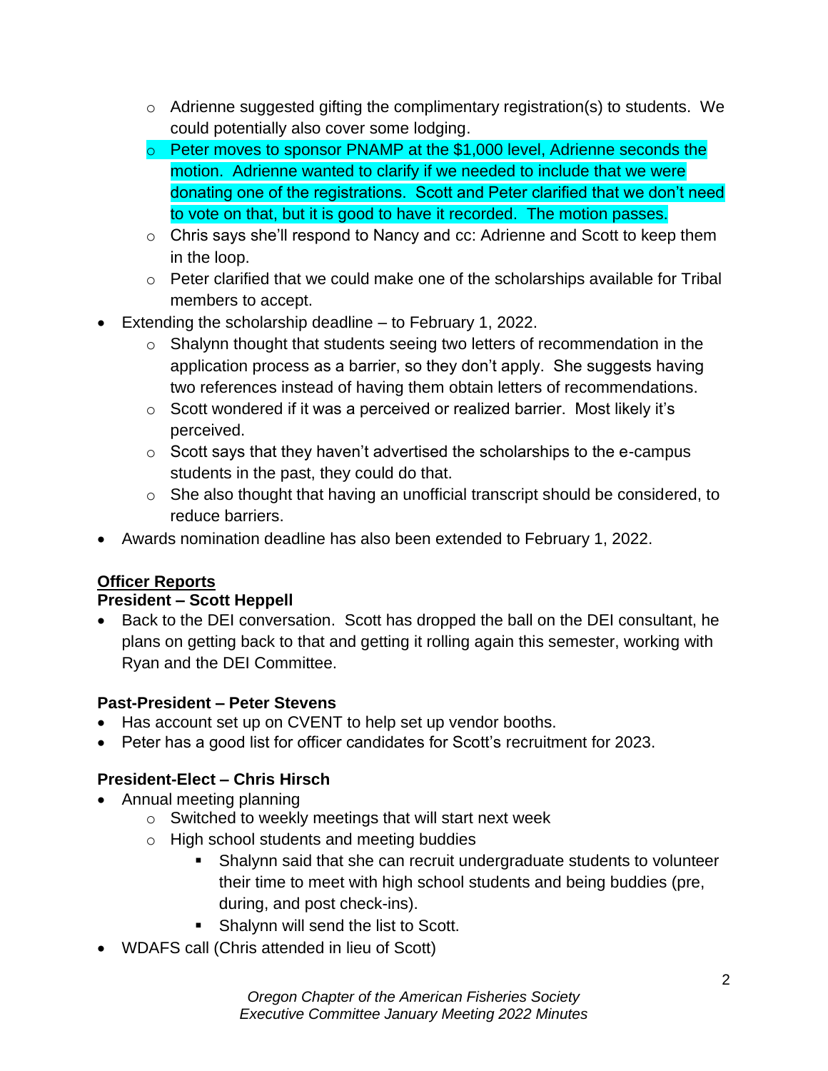- Adrienne suggested gifting the complimentary registration(s) to students. We could potentially also cover some lodging.
  - Peter moves to sponsor PNAMP at the $1,000 level, Adrienne seconds the motion. Adrienne wanted to clarify if we needed to include that we were donating one of the registrations. Scott and Peter clarified that we don't need to vote on that, but it is good to have it recorded. The motion passes.
  - Chris says she'll respond to Nancy and cc: Adrienne and Scott to keep them in the loop.
  - Peter clarified that we could make one of the scholarships available for Tribal members to accept.
- Extending the scholarship deadline – to February 1, 2022.
  - Shalynn thought that students seeing two letters of recommendation in the application process as a barrier, so they don't apply. She suggests having two references instead of having them obtain letters of recommendations.
  - Scott wondered if it was a perceived or realized barrier. Most likely it's perceived.
  - Scott says that they haven't advertised the scholarships to the e-campus students in the past, they could do that.
  - She also thought that having an unofficial transcript should be considered, to reduce barriers.
- Awards nomination deadline has also been extended to February 1, 2022.

## Officer Reports

### President – Scott Heppell

- Back to the DEI conversation. Scott has dropped the ball on the DEI consultant, he plans on getting back to that and getting it rolling again this semester, working with Ryan and the DEI Committee.

### Past-President – Peter Stevens

- Has account set up on CVENT to help set up vendor booths.
- Peter has a good list for officer candidates for Scott's recruitment for 2023.

### President-Elect – Chris Hirsch

- Annual meeting planning
  - Switched to weekly meetings that will start next week
  - High school students and meeting buddies
    - Shalynn said that she can recruit undergraduate students to volunteer their time to meet with high school students and being buddies (pre, during, and post check-ins).
    - Shalynn will send the list to Scott.
- WDAFS call (Chris attended in lieu of Scott)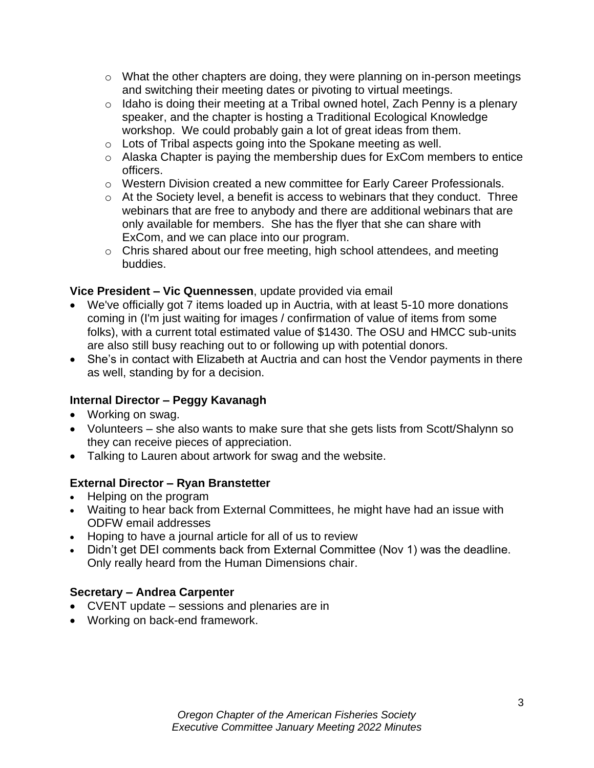- What the other chapters are doing, they were planning on in-person meetings and switching their meeting dates or pivoting to virtual meetings.
- Idaho is doing their meeting at a Tribal owned hotel, Zach Penny is a plenary speaker, and the chapter is hosting a Traditional Ecological Knowledge workshop. We could probably gain a lot of great ideas from them.
- Lots of Tribal aspects going into the Spokane meeting as well.
- Alaska Chapter is paying the membership dues for ExCom members to entice officers.
- Western Division created a new committee for Early Career Professionals.
- At the Society level, a benefit is access to webinars that they conduct. Three webinars that are free to anybody and there are additional webinars that are only available for members. She has the flyer that she can share with ExCom, and we can place into our program.
- Chris shared about our free meeting, high school attendees, and meeting buddies.

**Vice President – Vic Quennessen**, update provided via email

- We've officially got 7 items loaded up in Auctria, with at least 5-10 more donations coming in (I'm just waiting for images / confirmation of value of items from some folks), with a current total estimated value of $1430. The OSU and HMCC sub-units are also still busy reaching out to or following up with potential donors.
- She's in contact with Elizabeth at Auctria and can host the Vendor payments in there as well, standing by for a decision.

**Internal Director – Peggy Kavanagh**

- Working on swag.
- Volunteers – she also wants to make sure that she gets lists from Scott/Shalynn so they can receive pieces of appreciation.
- Talking to Lauren about artwork for swag and the website.

**External Director – Ryan Branstetter**

- Helping on the program
- Waiting to hear back from External Committees, he might have had an issue with ODFW email addresses
- Hoping to have a journal article for all of us to review
- Didn't get DEI comments back from External Committee (Nov 1) was the deadline. Only really heard from the Human Dimensions chair.

**Secretary – Andrea Carpenter**

- CVENT update – sessions and plenaries are in
- Working on back-end framework.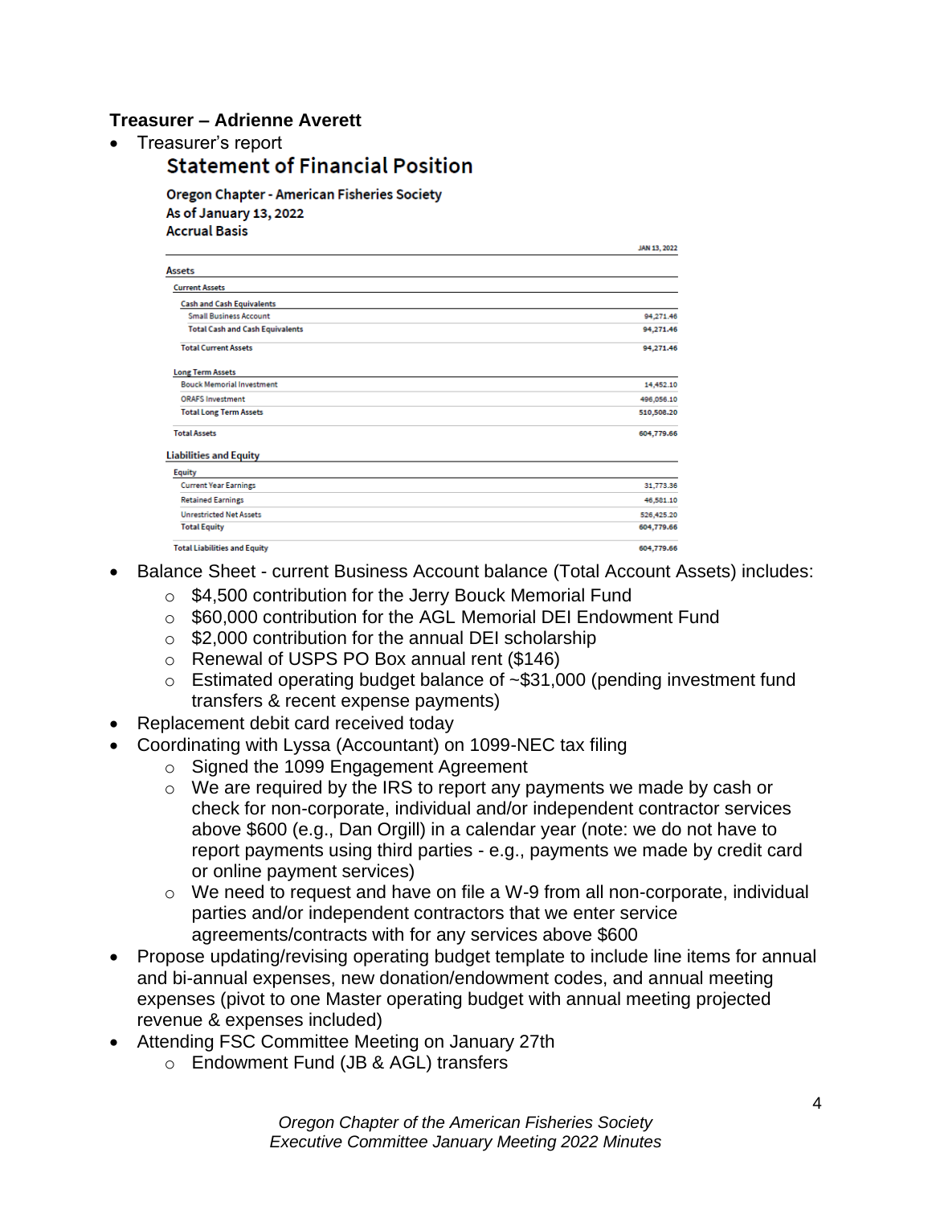### Treasurer – Adrienne Averett

- Treasurer's report

**Statement of Financial Position**

**Oregon Chapter - American Fisheries Society**
**As of January 13, 2022**
**Accrual Basis**

| | JAN 13, 2022 |
|---|---|
| **Assets** | |
| Current Assets | |
| Cash and Cash Equivalents | |
| Small Business Account | 94,271.46 |
| Total Cash and Cash Equivalents | 94,271.46 |
| Total Current Assets | 94,271.46 |
| Long Term Assets | |
| Bouck Memorial Investment | 14,452.10 |
| ORAFS Investment | 496,056.10 |
| Total Long Term Assets | 510,508.20 |
| Total Assets | 604,779.66 |
| **Liabilities and Equity** | |
| Equity | |
| Current Year Earnings | 31,773.36 |
| Retained Earnings | 46,581.10 |
| Unrestricted Net Assets | 526,425.20 |
| Total Equity | 604,779.66 |
| Total Liabilities and Equity | 604,779.66 |

- Balance Sheet - current Business Account balance (Total Account Assets) includes:
  - $4,500 contribution for the Jerry Bouck Memorial Fund
  - $60,000 contribution for the AGL Memorial DEI Endowment Fund
  - $2,000 contribution for the annual DEI scholarship
  - Renewal of USPS PO Box annual rent ($146)
  - Estimated operating budget balance of ~$31,000 (pending investment fund transfers & recent expense payments)
- Replacement debit card received today
- Coordinating with Lyssa (Accountant) on 1099-NEC tax filing
  - Signed the 1099 Engagement Agreement
  - We are required by the IRS to report any payments we made by cash or check for non-corporate, individual and/or independent contractor services above $600 (e.g., Dan Orgill) in a calendar year (note: we do not have to report payments using third parties - e.g., payments we made by credit card or online payment services)
  - We need to request and have on file a W-9 from all non-corporate, individual parties and/or independent contractors that we enter service agreements/contracts with for any services above $600
- Propose updating/revising operating budget template to include line items for annual and bi-annual expenses, new donation/endowment codes, and annual meeting expenses (pivot to one Master operating budget with annual meeting projected revenue & expenses included)
- Attending FSC Committee Meeting on January 27th
  - Endowment Fund (JB & AGL) transfers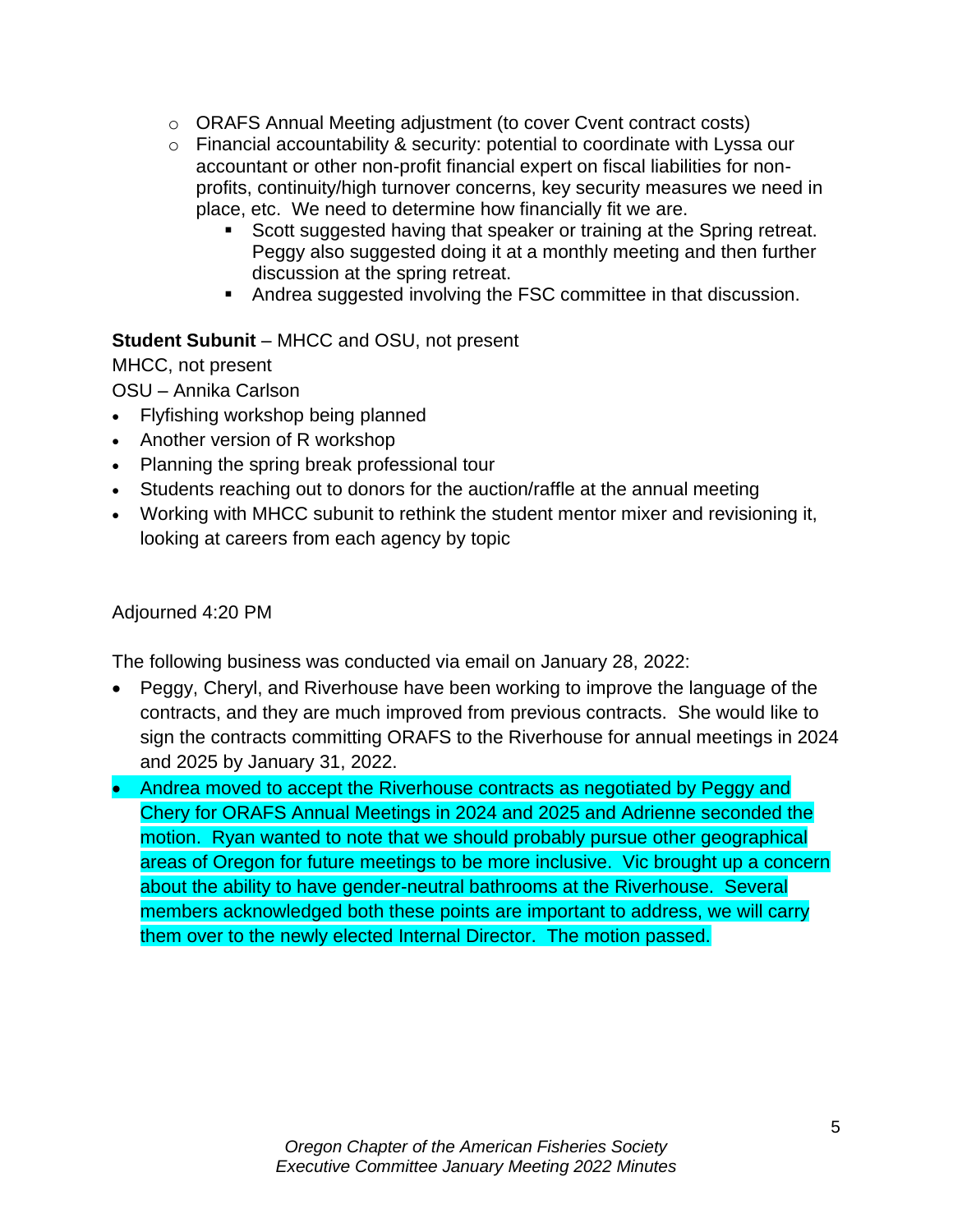- ORAFS Annual Meeting adjustment (to cover Cvent contract costs)
  - Financial accountability & security: potential to coordinate with Lyssa our accountant or other non-profit financial expert on fiscal liabilities for non-profits, continuity/high turnover concerns, key security measures we need in place, etc. We need to determine how financially fit we are.
    - Scott suggested having that speaker or training at the Spring retreat. Peggy also suggested doing it at a monthly meeting and then further discussion at the spring retreat.
    - Andrea suggested involving the FSC committee in that discussion.

**Student Subunit** – MHCC and OSU, not present

MHCC, not present

OSU – Annika Carlson

- Flyfishing workshop being planned
- Another version of R workshop
- Planning the spring break professional tour
- Students reaching out to donors for the auction/raffle at the annual meeting
- Working with MHCC subunit to rethink the student mentor mixer and revisioning it, looking at careers from each agency by topic

Adjourned 4:20 PM

The following business was conducted via email on January 28, 2022:

- Peggy, Cheryl, and Riverhouse have been working to improve the language of the contracts, and they are much improved from previous contracts. She would like to sign the contracts committing ORAFS to the Riverhouse for annual meetings in 2024 and 2025 by January 31, 2022.
- Andrea moved to accept the Riverhouse contracts as negotiated by Peggy and Chery for ORAFS Annual Meetings in 2024 and 2025 and Adrienne seconded the motion. Ryan wanted to note that we should probably pursue other geographical areas of Oregon for future meetings to be more inclusive. Vic brought up a concern about the ability to have gender-neutral bathrooms at the Riverhouse. Several members acknowledged both these points are important to address, we will carry them over to the newly elected Internal Director. The motion passed.